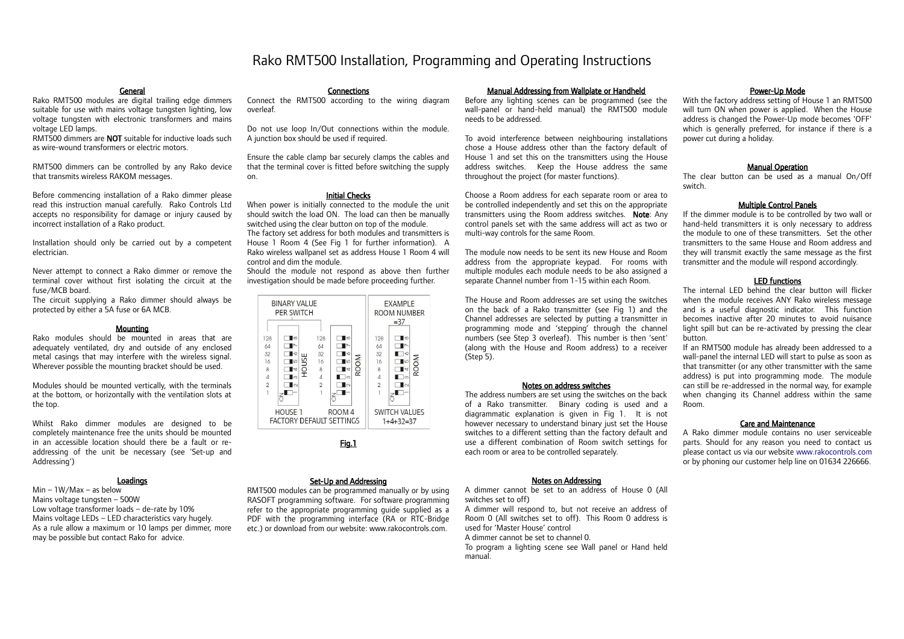# Rako RMT500 Installation, Programming and Operating Instructions

## General

Rako RMT500 modules are digital trailing edge dimmers suitable for use with mains voltage tungsten lighting, low voltage tungsten with electronic transformers and mains voltage LED lamps.

RMT500 dimmers are **NOT** suitable for inductive loads such as wire-wound transformers or electric motors.

RMT500 dimmers can be controlled by any Rako device that transmits wireless RAKOM messages.

Before commencing installation of a Rako dimmer please read this instruction manual carefully. Rako Controls Ltd accepts no responsibility for damage or injury caused by incorrect installation of a Rako product.

Installation should only be carried out by a competent electrician.

Never attempt to connect a Rako dimmer or remove the terminal cover without first isolating the circuit at the fuse/MCB board.

The circuit supplying a Rako dimmer should always be protected by either a 5A fuse or 6A MCB.

## Mounting

Rako modules should be mounted in areas that are adequately ventilated, dry and outside of any enclosed metal casings that may interfere with the wireless signal. Wherever possible the mounting bracket should be used.

Modules should be mounted vertically, with the terminals at the bottom, or horizontally with the ventilation slots at the top.

Whilst Rako dimmer modules are designed to be completely maintenance free the units should be mounted in an accessible location should there be a fault or re-addressing of the unit be necessary (see 'Set-up and Addressing')

## Loadings

Min – 1W/Max – as below

Mains voltage tungsten – 500W

Low voltage transformer loads – de-rate by 10%

Mains voltage LEDs – LED characteristics vary hugely.

As a rule allow a maximum or 10 lamps per dimmer, more may be possible but contact Rako for advice.

## Connections

Connect the RMT500 according to the wiring diagram overleaf.

Do not use loop In/Out connections within the module. A junction box should be used if required.

Ensure the cable clamp bar securely clamps the cables and that the terminal cover is fitted before switching the supply on.

## Initial Checks

When power is initially connected to the module the unit should switch the load ON. The load can then be manually switched using the clear button on top of the module.

The factory set address for both modules and transmitters is House 1 Room 4 (See Fig 1 for further information). A Rako wireless wallpanel set as address House 1 Room 4 will control and dim the module.

Should the module not respond as above then further investigation should be made before proceeding further.

BINARY VALUE PER SWITCH — HOUSE 1 / ROOM 4 — FACTORY DEFAULT SETTINGS

EXAMPLE ROOM NUMBER =37 — SWITCH VALUES 1+4+32=37

Fig.1

## Set-Up and Addressing

RMT500 modules can be programmed manually or by using RASOFT programming software. For software programming refer to the appropriate programming guide supplied as a PDF with the programming interface (RA or RTC-Bridge etc.) or download from our website: www.rakocontrols.com.

## Manual Addressing from Wallplate or Handheld

Before any lighting scenes can be programmed (see the wall-panel or hand-held manual) the RMT500 module needs to be addressed.

To avoid interference between neighbouring installations chose a House address other than the factory default of House 1 and set this on the transmitters using the House address switches. Keep the House address the same throughout the project (for master functions).

Choose a Room address for each separate room or area to be controlled independently and set this on the appropriate transmitters using the Room address switches. **Note**: Any control panels set with the same address will act as two or multi-way controls for the same Room.

The module now needs to be sent its new House and Room address from the appropriate keypad. For rooms with multiple modules each module needs to be also assigned a separate Channel number from 1-15 within each Room.

The House and Room addresses are set using the switches on the back of a Rako transmitter (see Fig 1) and the Channel addresses are selected by putting a transmitter in programming mode and 'stepping' through the channel numbers (see Step 3 overleaf). This number is then 'sent' (along with the House and Room address) to a receiver (Step 5).

## Notes on address switches

The address numbers are set using the switches on the back of a Rako transmitter. Binary coding is used and a diagrammatic explanation is given in Fig 1. It is not however necessary to understand binary just set the House switches to a different setting than the factory default and use a different combination of Room switch settings for each room or area to be controlled separately.

## Notes on Addressing

A dimmer cannot be set to an address of House 0 (All switches set to off)

A dimmer will respond to, but not receive an address of Room 0 (All switches set to off). This Room 0 address is used for 'Master House' control

A dimmer cannot be set to channel 0.

To program a lighting scene see Wall panel or Hand held manual.

## Power-Up Mode

With the factory address setting of House 1 an RMT500 will turn ON when power is applied. When the House address is changed the Power-Up mode becomes 'OFF' which is generally preferred, for instance if there is a power cut during a holiday.

## Manual Operation

The clear button can be used as a manual On/Off switch.

## Multiple Control Panels

If the dimmer module is to be controlled by two wall or hand-held transmitters it is only necessary to address the module to one of these transmitters. Set the other transmitters to the same House and Room address and they will transmit exactly the same message as the first transmitter and the module will respond accordingly.

## LED functions

The internal LED behind the clear button will flicker when the module receives ANY Rako wireless message and is a useful diagnostic indicator. This function becomes inactive after 20 minutes to avoid nuisance light spill but can be re-activated by pressing the clear button.

If an RMT500 module has already been addressed to a wall-panel the internal LED will start to pulse as soon as that transmitter (or any other transmitter with the same address) is put into programming mode. The module can still be re-addressed in the normal way, for example when changing its Channel address within the same Room.

## Care and Maintenance

A Rako dimmer module contains no user serviceable parts. Should for any reason you need to contact us please contact us via our website www.rakocontrols.com or by phoning our customer help line on 01634 226666.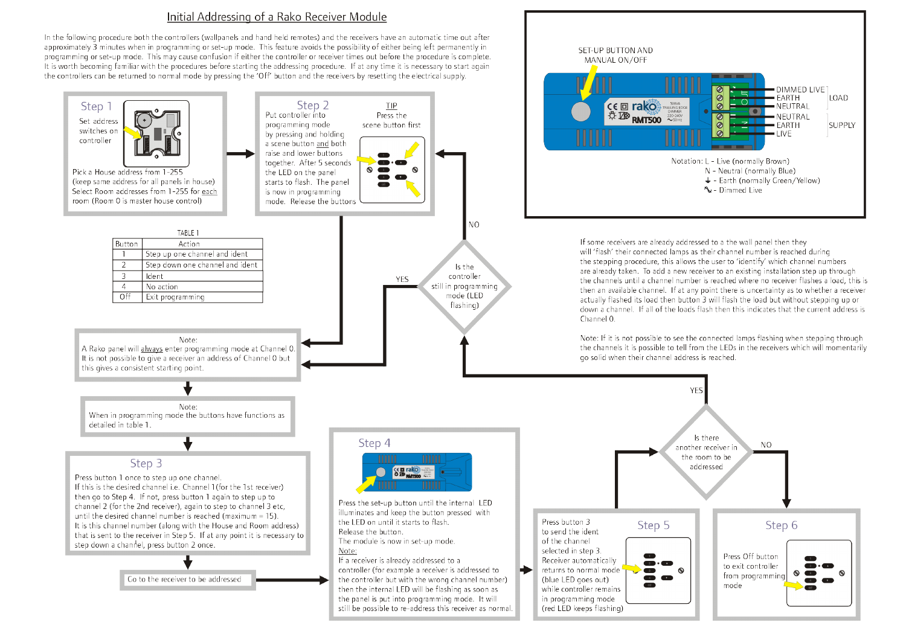# Initial Addressing of a Rako Receiver Module

In the following procedure both the controllers (wallpanels and hand held remotes) and the receivers have an automatic time out after approximately 3 minutes when in programming or set-up mode. This feature avoids the possibility of either being left permanently in programming or set-up mode. This may cause confusion if either the controller or receiver times out before the procedure is complete. It is worth becoming familiar with the procedures before starting the addressing procedure. If at any time it is necessary to start again the controllers can be returned to normal mode by pressing the 'Off' button and the receivers by resetting the electrical supply.

## Step 1

Set address switches on controller

Pick a House address from 1-255 (keep same address for all panels in house)
Select Room addresses from 1-255 for each room (Room 0 is master house control)

## Step 2

Put controller into programming mode by pressing and holding a scene button and both raise and lower buttons together. After 5 seconds the LED on the panel starts to flash. The panel is now in programming mode. Release the buttons

TIP
Press the scene button first

SET-UP BUTTON AND MANUAL ON/OFF

DIMMED LIVE
EARTH
NEUTRAL
LOAD

NEUTRAL
EARTH
LIVE
SUPPLY

Notation: L - Live (normally Brown)
N - Neutral (normally Blue)
⏚ - Earth (normally Green/Yellow)
↝ - Dimmed Live

TABLE 1

| Button | Action |
|---|---|
| 1 | Step up one channel and ident |
| 2 | Step down one channel and ident |
| 3 | Ident |
| 4 | No action |
| Off | Exit programming |

Is the controller still in programming mode (LED flashing)
YES / NO

If some receivers are already addressed to a the wall panel then they will 'flash' their connected lamps as their channel number is reached during the stepping procedure, this allows the user to 'identify' which channel numbers are already taken. To add a new receiver to an existing installation step up through the channels until a channel number is reached where no receiver flashes a load, this is then an available channel. If at any point there is uncertainty as to whether a receiver actually flashed its load then button 3 will flash the load but without stepping up or down a channel. If all of the loads flash then this indicates that the current address is Channel 0.

Note: If it is not possible to see the connected lamps flashing when stepping through the channels it is possible to tell from the LEDs in the receivers which will momentarily go solid when their channel address is reached.

Note:
A Rako panel will always enter programming mode at Channel 0. It is not possible to give a receiver an address of Channel 0 but this gives a consistent starting point.

Note:
When in programming mode the buttons have functions as detailed in table 1.

## Step 3

Press button 1 once to step up one channel.
If this is the desired channel i.e. Channel 1(for the 1st receiver) then go to Step 4. If not, press button 1 again to step up to channel 2 (for the 2nd receiver), again to step to channel 3 etc, until the desired channel number is reached (maximum = 15).
It is this channel number (along with the House and Room address) that is sent to the receiver in Step 5. If at any point it is necessary to step down a channel, press button 2 once.

Go to the receiver to be addressed

## Step 4

Press the set-up button until the internal LED illuminates and keep the button pressed with the LED on until it starts to flash.
Release the button.
The module is now in set-up mode.
Note:
If a receiver is already addressed to a controller (for example a receiver is addressed to the controller but with the wrong channel number) then the internal LED will be flashing as soon as the panel is put into programming mode. It will still be possible to re-address this receiver as normal.

## Step 5

Press button 3 to send the ident of the channel selected in step 3.
Receiver automatically returns to normal mode (blue LED goes out) while controller remains in programming mode (red LED keeps flashing)

Is there another receiver in the room to be addressed
YES / NO

## Step 6

Press Off button to exit controller from programming mode